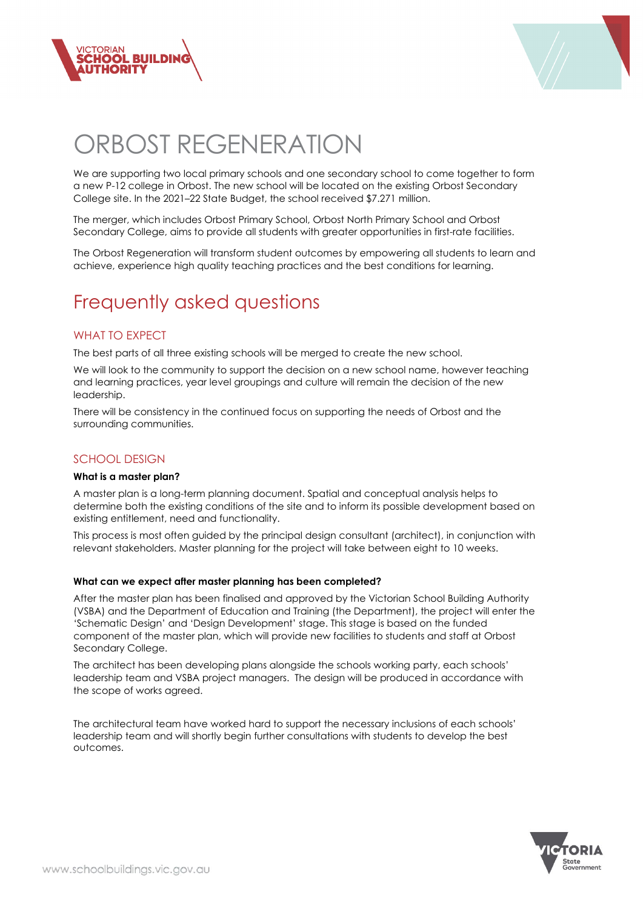# ORBOST REGENERATION

We are supporting two local primary schools and one secondary school to come together to form a new P-12 college in Orbost. The new school will be located on the existing Orbost Secondary College site. In the 2021–22 State Budget, the school received $7.271 million.

The merger, which includes Orbost Primary School, Orbost North Primary School and Orbost Secondary College, aims to provide all students with greater opportunities in first-rate facilities.

The Orbost Regeneration will transform student outcomes by empowering all students to learn and achieve, experience high quality teaching practices and the best conditions for learning.

## Frequently asked questions

### WHAT TO EXPECT

The best parts of all three existing schools will be merged to create the new school.

We will look to the community to support the decision on a new school name, however teaching and learning practices, year level groupings and culture will remain the decision of the new leadership.

There will be consistency in the continued focus on supporting the needs of Orbost and the surrounding communities.

### SCHOOL DESIGN

**What is a master plan?**

A master plan is a long-term planning document. Spatial and conceptual analysis helps to determine both the existing conditions of the site and to inform its possible development based on existing entitlement, need and functionality.

This process is most often guided by the principal design consultant (architect), in conjunction with relevant stakeholders. Master planning for the project will take between eight to 10 weeks.

**What can we expect after master planning has been completed?**

After the master plan has been finalised and approved by the Victorian School Building Authority (VSBA) and the Department of Education and Training (the Department), the project will enter the 'Schematic Design' and 'Design Development' stage. This stage is based on the funded component of the master plan, which will provide new facilities to students and staff at Orbost Secondary College.

The architect has been developing plans alongside the schools working party, each schools' leadership team and VSBA project managers. The design will be produced in accordance with the scope of works agreed.

The architectural team have worked hard to support the necessary inclusions of each schools' leadership team and will shortly begin further consultations with students to develop the best outcomes.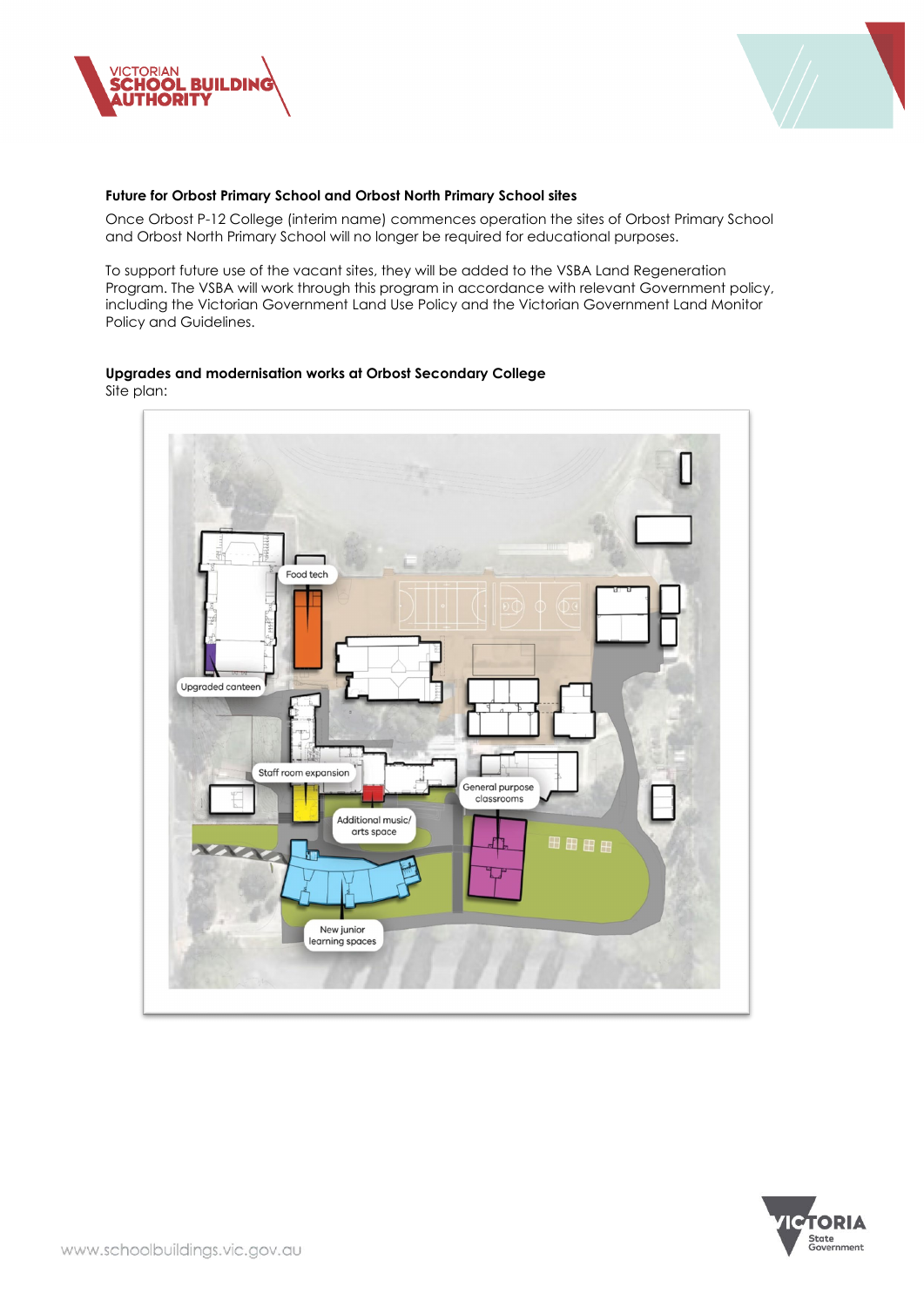**Future for Orbost Primary School and Orbost North Primary School sites**

Once Orbost P-12 College (interim name) commences operation the sites of Orbost Primary School and Orbost North Primary School will no longer be required for educational purposes.

To support future use of the vacant sites, they will be added to the VSBA Land Regeneration Program. The VSBA will work through this program in accordance with relevant Government policy, including the Victorian Government Land Use Policy and the Victorian Government Land Monitor Policy and Guidelines.

**Upgrades and modernisation works at Orbost Secondary College**

Site plan:

Food tech

Upgraded canteen

Staff room expansion

Additional music/ arts space

General purpose classrooms

New junior learning spaces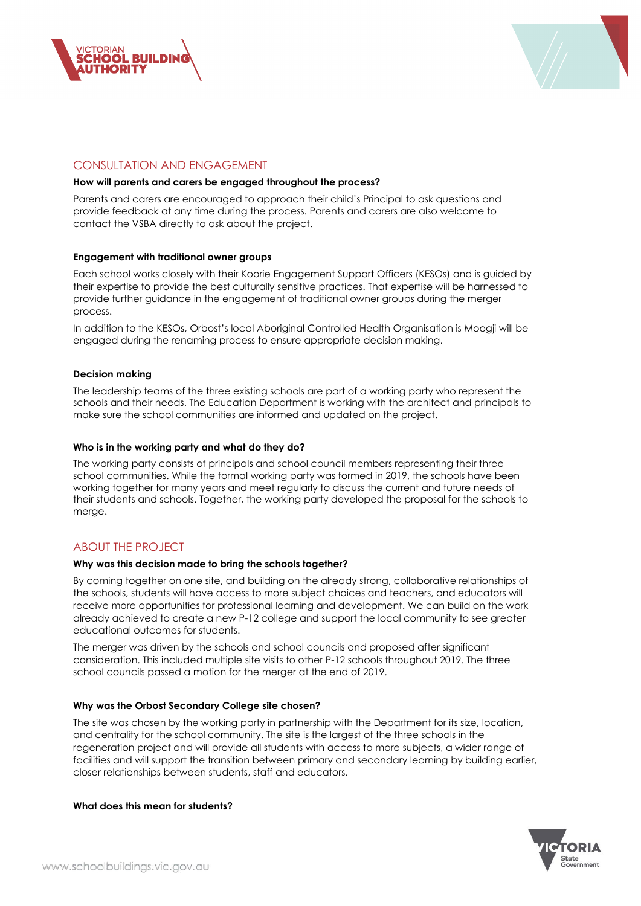## CONSULTATION AND ENGAGEMENT

**How will parents and carers be engaged throughout the process?**

Parents and carers are encouraged to approach their child's Principal to ask questions and provide feedback at any time during the process. Parents and carers are also welcome to contact the VSBA directly to ask about the project.

**Engagement with traditional owner groups**

Each school works closely with their Koorie Engagement Support Officers (KESOs) and is guided by their expertise to provide the best culturally sensitive practices. That expertise will be harnessed to provide further guidance in the engagement of traditional owner groups during the merger process.

In addition to the KESOs, Orbost's local Aboriginal Controlled Health Organisation is Moogji will be engaged during the renaming process to ensure appropriate decision making.

**Decision making**

The leadership teams of the three existing schools are part of a working party who represent the schools and their needs. The Education Department is working with the architect and principals to make sure the school communities are informed and updated on the project.

**Who is in the working party and what do they do?**

The working party consists of principals and school council members representing their three school communities. While the formal working party was formed in 2019, the schools have been working together for many years and meet regularly to discuss the current and future needs of their students and schools. Together, the working party developed the proposal for the schools to merge.

## ABOUT THE PROJECT

**Why was this decision made to bring the schools together?**

By coming together on one site, and building on the already strong, collaborative relationships of the schools, students will have access to more subject choices and teachers, and educators will receive more opportunities for professional learning and development. We can build on the work already achieved to create a new P-12 college and support the local community to see greater educational outcomes for students.

The merger was driven by the schools and school councils and proposed after significant consideration. This included multiple site visits to other P-12 schools throughout 2019. The three school councils passed a motion for the merger at the end of 2019.

**Why was the Orbost Secondary College site chosen?**

The site was chosen by the working party in partnership with the Department for its size, location, and centrality for the school community. The site is the largest of the three schools in the regeneration project and will provide all students with access to more subjects, a wider range of facilities and will support the transition between primary and secondary learning by building earlier, closer relationships between students, staff and educators.

**What does this mean for students?**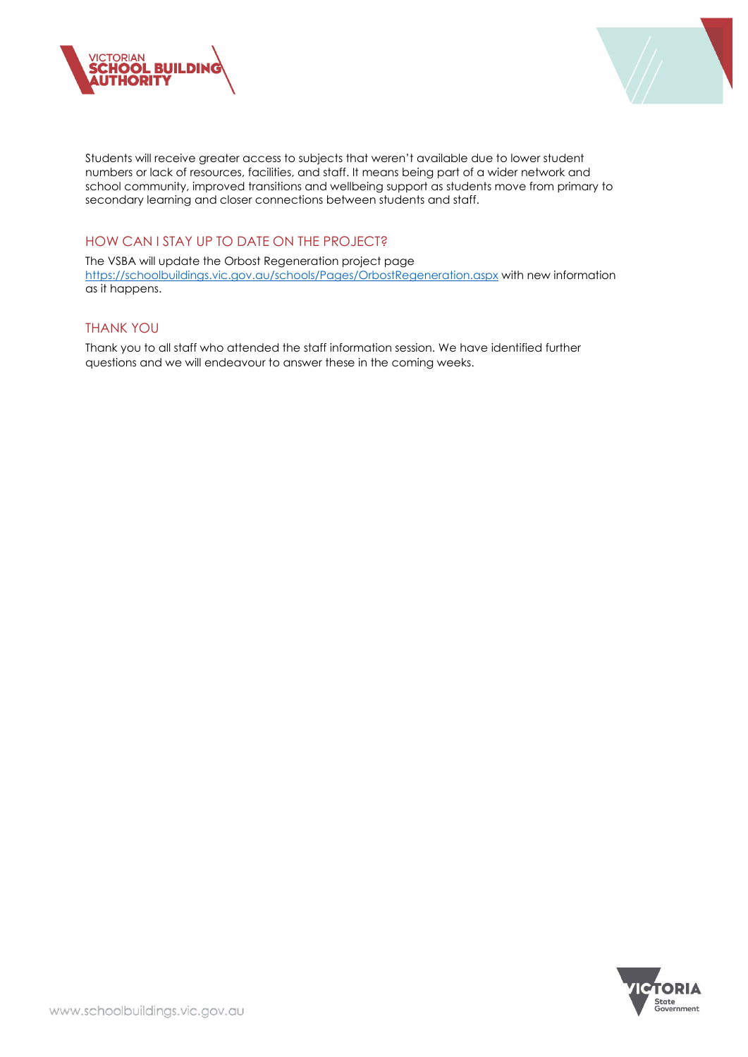Students will receive greater access to subjects that weren't available due to lower student numbers or lack of resources, facilities, and staff. It means being part of a wider network and school community, improved transitions and wellbeing support as students move from primary to secondary learning and closer connections between students and staff.

## HOW CAN I STAY UP TO DATE ON THE PROJECT?

The VSBA will update the Orbost Regeneration project page https://schoolbuildings.vic.gov.au/schools/Pages/OrbostRegeneration.aspx with new information as it happens.

## THANK YOU

Thank you to all staff who attended the staff information session. We have identified further questions and we will endeavour to answer these in the coming weeks.